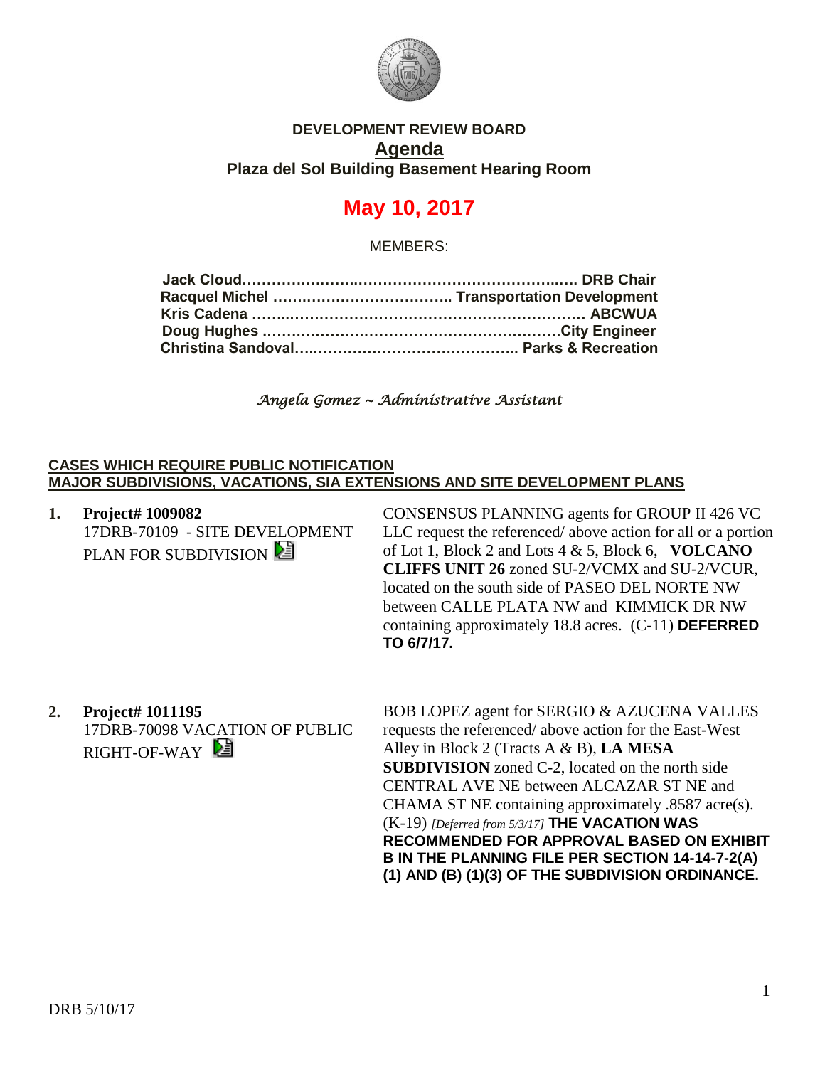**DEVELOPMENT REVIEW BOARD**

# Agenda

**Plaza del Sol Building Basement Hearing Room**

## May 10, 2017

MEMBERS:

**Jack Cloud……………………………………………………… DRB Chair**
**Racquel Michel ……………………………… Transportation Development**
**Kris Cadena ……………………………………………………… ABCWUA**
**Doug Hughes ……………………………………………………City Engineer**
**Christina Sandoval……………………………………… Parks & Recreation**

*Angela Gomez ~ Administrative Assistant*

**CASES WHICH REQUIRE PUBLIC NOTIFICATION**
**MAJOR SUBDIVISIONS, VACATIONS, SIA EXTENSIONS AND SITE DEVELOPMENT PLANS**

1. **Project# 1009082**
   17DRB-70109 - SITE DEVELOPMENT PLAN FOR SUBDIVISION

   CONSENSUS PLANNING agents for GROUP II 426 VC LLC request the referenced/ above action for all or a portion of Lot 1, Block 2 and Lots 4 & 5, Block 6, **VOLCANO CLIFFS UNIT 26** zoned SU-2/VCMX and SU-2/VCUR, located on the south side of PASEO DEL NORTE NW between CALLE PLATA NW and KIMMICK DR NW containing approximately 18.8 acres. (C-11) **DEFERRED TO 6/7/17.**

2. **Project# 1011195**
   17DRB-70098 VACATION OF PUBLIC RIGHT-OF-WAY

   BOB LOPEZ agent for SERGIO & AZUCENA VALLES requests the referenced/ above action for the East-West Alley in Block 2 (Tracts A & B), **LA MESA SUBDIVISION** zoned C-2, located on the north side CENTRAL AVE NE between ALCAZAR ST NE and CHAMA ST NE containing approximately .8587 acre(s). (K-19) *[Deferred from 5/3/17]* **THE VACATION WAS RECOMMENDED FOR APPROVAL BASED ON EXHIBIT B IN THE PLANNING FILE PER SECTION 14-14-7-2(A) (1) AND (B) (1)(3) OF THE SUBDIVISION ORDINANCE.**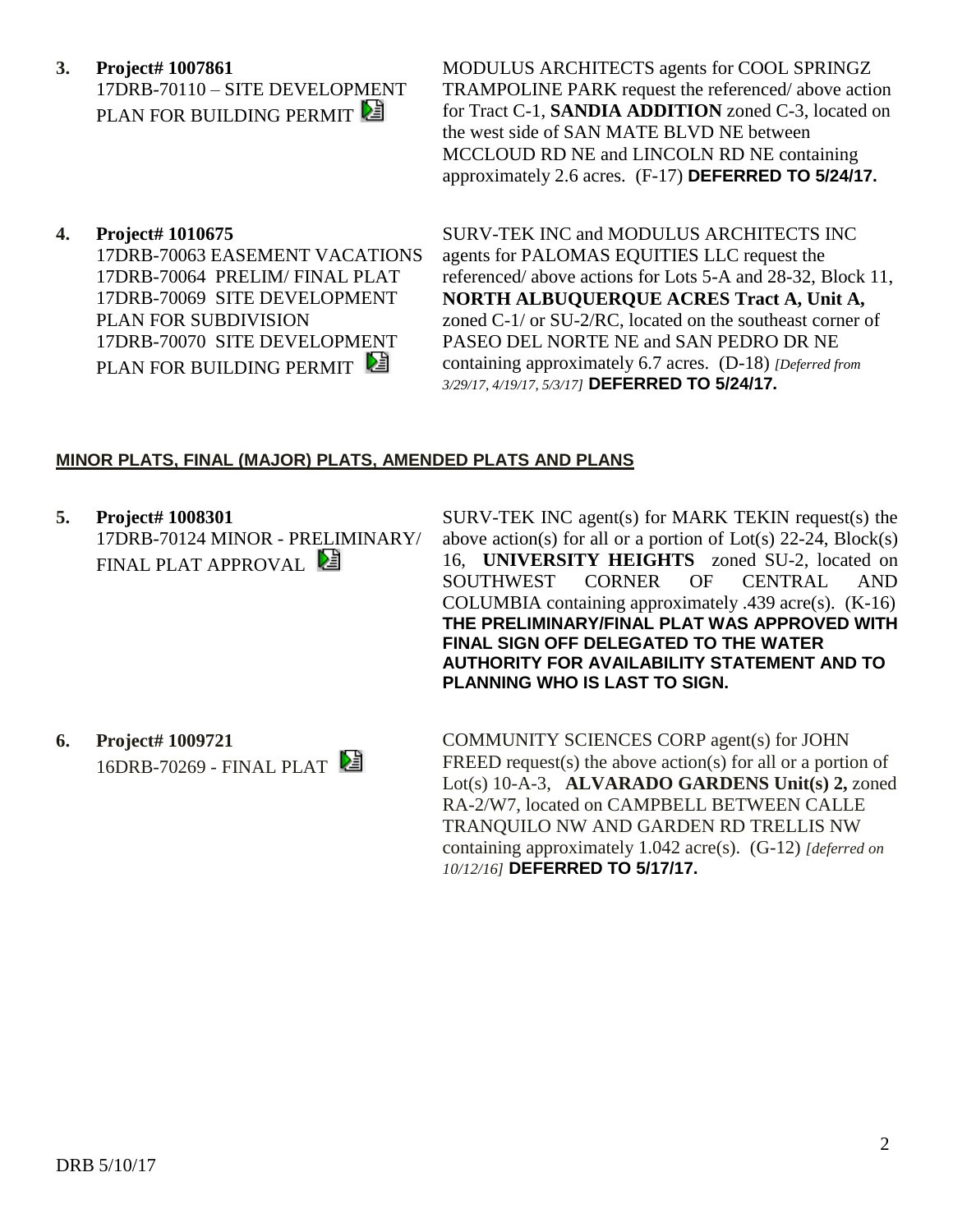**3. Project# 1007861**
17DRB-70110 – SITE DEVELOPMENT PLAN FOR BUILDING PERMIT

MODULUS ARCHITECTS agents for COOL SPRINGZ TRAMPOLINE PARK request the referenced/ above action for Tract C-1, **SANDIA ADDITION** zoned C-3, located on the west side of SAN MATE BLVD NE between MCCLOUD RD NE and LINCOLN RD NE containing approximately 2.6 acres. (F-17) **DEFERRED TO 5/24/17.**

**4. Project# 1010675**
17DRB-70063 EASEMENT VACATIONS
17DRB-70064 PRELIM/ FINAL PLAT
17DRB-70069 SITE DEVELOPMENT PLAN FOR SUBDIVISION
17DRB-70070 SITE DEVELOPMENT PLAN FOR BUILDING PERMIT

SURV-TEK INC and MODULUS ARCHITECTS INC agents for PALOMAS EQUITIES LLC request the referenced/ above actions for Lots 5-A and 28-32, Block 11, **NORTH ALBUQUERQUE ACRES Tract A, Unit A,** zoned C-1/ or SU-2/RC, located on the southeast corner of PASEO DEL NORTE NE and SAN PEDRO DR NE containing approximately 6.7 acres. (D-18) *[Deferred from 3/29/17, 4/19/17, 5/3/17]* **DEFERRED TO 5/24/17.**

## MINOR PLATS, FINAL (MAJOR) PLATS, AMENDED PLATS AND PLANS

**5. Project# 1008301**
17DRB-70124 MINOR - PRELIMINARY/ FINAL PLAT APPROVAL

SURV-TEK INC agent(s) for MARK TEKIN request(s) the above action(s) for all or a portion of Lot(s) 22-24, Block(s) 16, **UNIVERSITY HEIGHTS** zoned SU-2, located on SOUTHWEST CORNER OF CENTRAL AND COLUMBIA containing approximately .439 acre(s). (K-16) **THE PRELIMINARY/FINAL PLAT WAS APPROVED WITH FINAL SIGN OFF DELEGATED TO THE WATER AUTHORITY FOR AVAILABILITY STATEMENT AND TO PLANNING WHO IS LAST TO SIGN.**

**6. Project# 1009721**
16DRB-70269 - FINAL PLAT

COMMUNITY SCIENCES CORP agent(s) for JOHN FREED request(s) the above action(s) for all or a portion of Lot(s) 10-A-3, **ALVARADO GARDENS Unit(s) 2,** zoned RA-2/W7, located on CAMPBELL BETWEEN CALLE TRANQUILO NW AND GARDEN RD TRELLIS NW containing approximately 1.042 acre(s). (G-12) *[deferred on 10/12/16]* **DEFERRED TO 5/17/17.**

DRB 5/10/17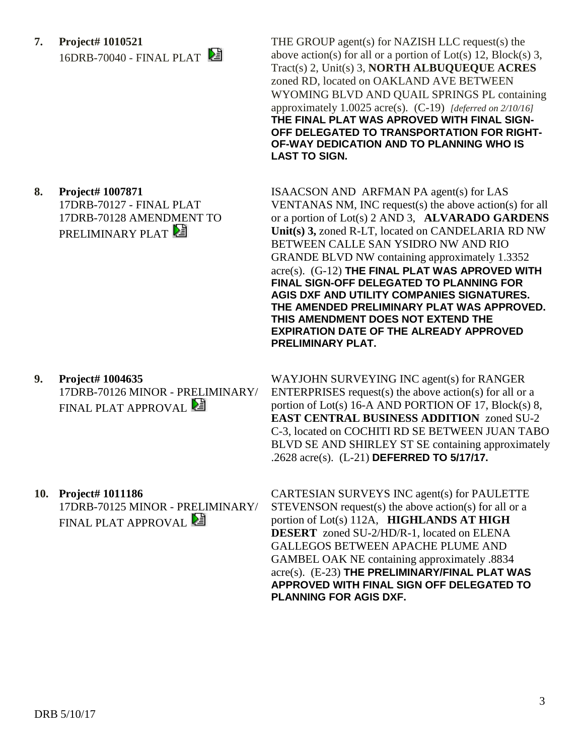**7. Project# 1010521**
16DRB-70040 - FINAL PLAT

THE GROUP agent(s) for NAZISH LLC request(s) the above action(s) for all or a portion of Lot(s) 12, Block(s) 3, Tract(s) 2, Unit(s) 3, **NORTH ALBUQUEQUE ACRES** zoned RD, located on OAKLAND AVE BETWEEN WYOMING BLVD AND QUAIL SPRINGS PL containing approximately 1.0025 acre(s). (C-19) *[deferred on 2/10/16]* **THE FINAL PLAT WAS APROVED WITH FINAL SIGN-OFF DELEGATED TO TRANSPORTATION FOR RIGHT-OF-WAY DEDICATION AND TO PLANNING WHO IS LAST TO SIGN.**

**8. Project# 1007871**
17DRB-70127 - FINAL PLAT
17DRB-70128 AMENDMENT TO PRELIMINARY PLAT

ISAACSON AND ARFMAN PA agent(s) for LAS VENTANAS NM, INC request(s) the above action(s) for all or a portion of Lot(s) 2 AND 3, **ALVARADO GARDENS Unit(s) 3,** zoned R-LT, located on CANDELARIA RD NW BETWEEN CALLE SAN YSIDRO NW AND RIO GRANDE BLVD NW containing approximately 1.3352 acre(s). (G-12) **THE FINAL PLAT WAS APROVED WITH FINAL SIGN-OFF DELEGATED TO PLANNING FOR AGIS DXF AND UTILITY COMPANIES SIGNATURES. THE AMENDED PRELIMINARY PLAT WAS APPROVED. THIS AMENDMENT DOES NOT EXTEND THE EXPIRATION DATE OF THE ALREADY APPROVED PRELIMINARY PLAT.**

**9. Project# 1004635**
17DRB-70126 MINOR - PRELIMINARY/ FINAL PLAT APPROVAL

WAYJOHN SURVEYING INC agent(s) for RANGER ENTERPRISES request(s) the above action(s) for all or a portion of Lot(s) 16-A AND PORTION OF 17, Block(s) 8, **EAST CENTRAL BUSINESS ADDITION** zoned SU-2 C-3, located on COCHITI RD SE BETWEEN JUAN TABO BLVD SE AND SHIRLEY ST SE containing approximately .2628 acre(s). (L-21) **DEFERRED TO 5/17/17.**

**10. Project# 1011186**
17DRB-70125 MINOR - PRELIMINARY/ FINAL PLAT APPROVAL

CARTESIAN SURVEYS INC agent(s) for PAULETTE STEVENSON request(s) the above action(s) for all or a portion of Lot(s) 112A, **HIGHLANDS AT HIGH DESERT** zoned SU-2/HD/R-1, located on ELENA GALLEGOS BETWEEN APACHE PLUME AND GAMBEL OAK NE containing approximately .8834 acre(s). (E-23) **THE PRELIMINARY/FINAL PLAT WAS APPROVED WITH FINAL SIGN OFF DELEGATED TO PLANNING FOR AGIS DXF.**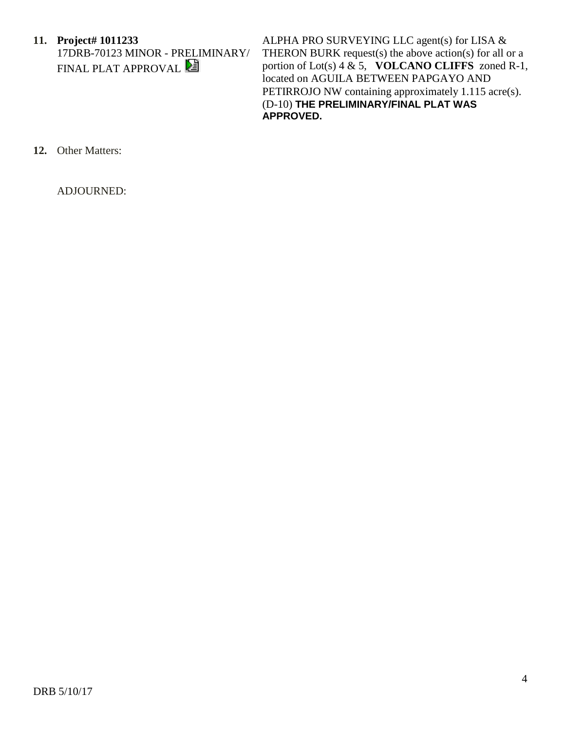**11. Project# 1011233**
17DRB-70123 MINOR - PRELIMINARY/ FINAL PLAT APPROVAL

ALPHA PRO SURVEYING LLC agent(s) for LISA & THERON BURK request(s) the above action(s) for all or a portion of Lot(s) 4 & 5, **VOLCANO CLIFFS** zoned R-1, located on AGUILA BETWEEN PAPGAYO AND PETIRROJO NW containing approximately 1.115 acre(s). (D-10) **THE PRELIMINARY/FINAL PLAT WAS APPROVED.**

**12.** Other Matters:

ADJOURNED:

DRB 5/10/17